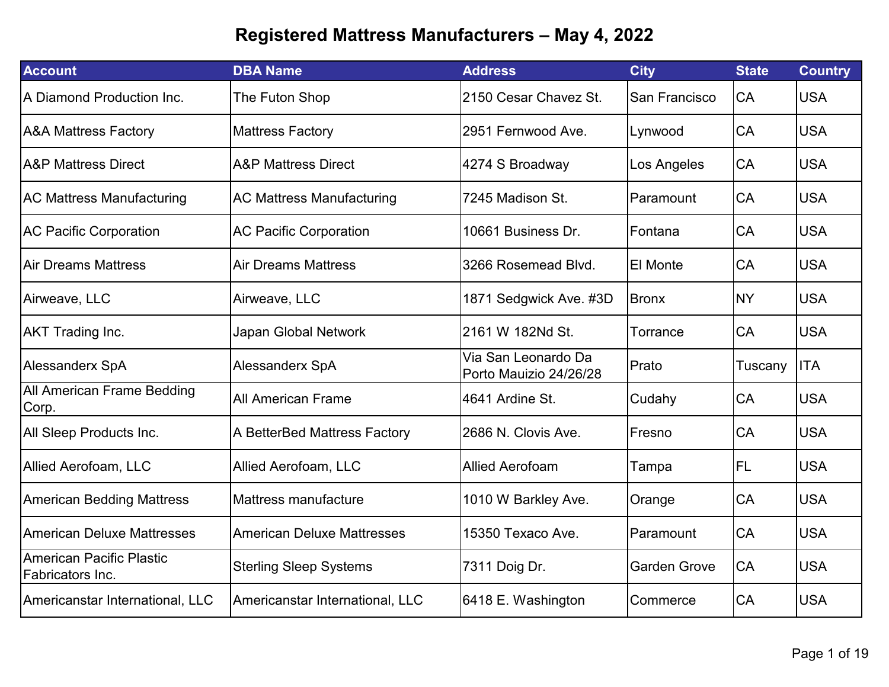# Registered Mattress Manufacturers – May 4, 2022

| Account | DBA Name | Address | City | State | Country |
|---|---|---|---|---|---|
| A Diamond Production Inc. | The Futon Shop | 2150 Cesar Chavez St. | San Francisco | CA | USA |
| A&A Mattress Factory | Mattress Factory | 2951 Fernwood Ave. | Lynwood | CA | USA |
| A&P Mattress Direct | A&P Mattress Direct | 4274 S Broadway | Los Angeles | CA | USA |
| AC Mattress Manufacturing | AC Mattress Manufacturing | 7245 Madison St. | Paramount | CA | USA |
| AC Pacific Corporation | AC Pacific Corporation | 10661 Business Dr. | Fontana | CA | USA |
| Air Dreams Mattress | Air Dreams Mattress | 3266 Rosemead Blvd. | El Monte | CA | USA |
| Airweave, LLC | Airweave, LLC | 1871 Sedgwick Ave. #3D | Bronx | NY | USA |
| AKT Trading Inc. | Japan Global Network | 2161 W 182Nd St. | Torrance | CA | USA |
| Alessanderx SpA | Alessanderx SpA | Via San Leonardo Da Porto Mauizio 24/26/28 | Prato | Tuscany | ITA |
| All American Frame Bedding Corp. | All American Frame | 4641 Ardine St. | Cudahy | CA | USA |
| All Sleep Products Inc. | A BetterBed Mattress Factory | 2686 N. Clovis Ave. | Fresno | CA | USA |
| Allied Aerofoam, LLC | Allied Aerofoam, LLC | Allied Aerofoam | Tampa | FL | USA |
| American Bedding Mattress | Mattress manufacture | 1010 W Barkley Ave. | Orange | CA | USA |
| American Deluxe Mattresses | American Deluxe Mattresses | 15350 Texaco Ave. | Paramount | CA | USA |
| American Pacific Plastic Fabricators Inc. | Sterling Sleep Systems | 7311 Doig Dr. | Garden Grove | CA | USA |
| Americanstar International, LLC | Americanstar International, LLC | 6418 E. Washington | Commerce | CA | USA |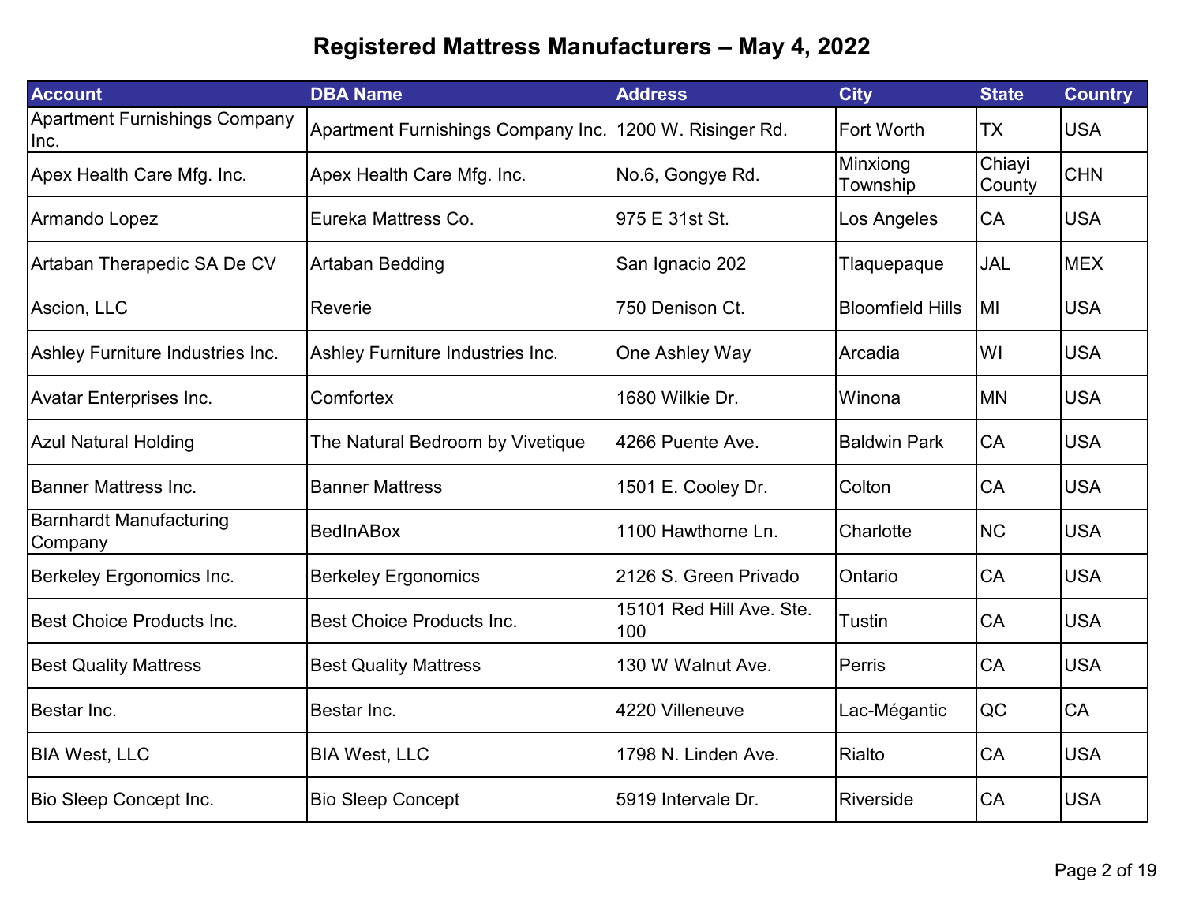# Registered Mattress Manufacturers – May 4, 2022

| Account | DBA Name | Address | City | State | Country |
|---|---|---|---|---|---|
| Apartment Furnishings Company Inc. | Apartment Furnishings Company Inc. | 1200 W. Risinger Rd. | Fort Worth | TX | USA |
| Apex Health Care Mfg. Inc. | Apex Health Care Mfg. Inc. | No.6, Gongye Rd. | Minxiong Township | Chiayi County | CHN |
| Armando Lopez | Eureka Mattress Co. | 975 E 31st St. | Los Angeles | CA | USA |
| Artaban Therapedic SA De CV | Artaban Bedding | San Ignacio 202 | Tlaquepaque | JAL | MEX |
| Ascion, LLC | Reverie | 750 Denison Ct. | Bloomfield Hills | MI | USA |
| Ashley Furniture Industries Inc. | Ashley Furniture Industries Inc. | One Ashley Way | Arcadia | WI | USA |
| Avatar Enterprises Inc. | Comfortex | 1680 Wilkie Dr. | Winona | MN | USA |
| Azul Natural Holding | The Natural Bedroom by Vivetique | 4266 Puente Ave. | Baldwin Park | CA | USA |
| Banner Mattress Inc. | Banner Mattress | 1501 E. Cooley Dr. | Colton | CA | USA |
| Barnhardt Manufacturing Company | BedInABox | 1100 Hawthorne Ln. | Charlotte | NC | USA |
| Berkeley Ergonomics Inc. | Berkeley Ergonomics | 2126 S. Green Privado | Ontario | CA | USA |
| Best Choice Products Inc. | Best Choice Products Inc. | 15101 Red Hill Ave. Ste. 100 | Tustin | CA | USA |
| Best Quality Mattress | Best Quality Mattress | 130 W Walnut Ave. | Perris | CA | USA |
| Bestar Inc. | Bestar Inc. | 4220 Villeneuve | Lac-Mégantic | QC | CA |
| BIA West, LLC | BIA West, LLC | 1798 N. Linden Ave. | Rialto | CA | USA |
| Bio Sleep Concept Inc. | Bio Sleep Concept | 5919 Intervale Dr. | Riverside | CA | USA |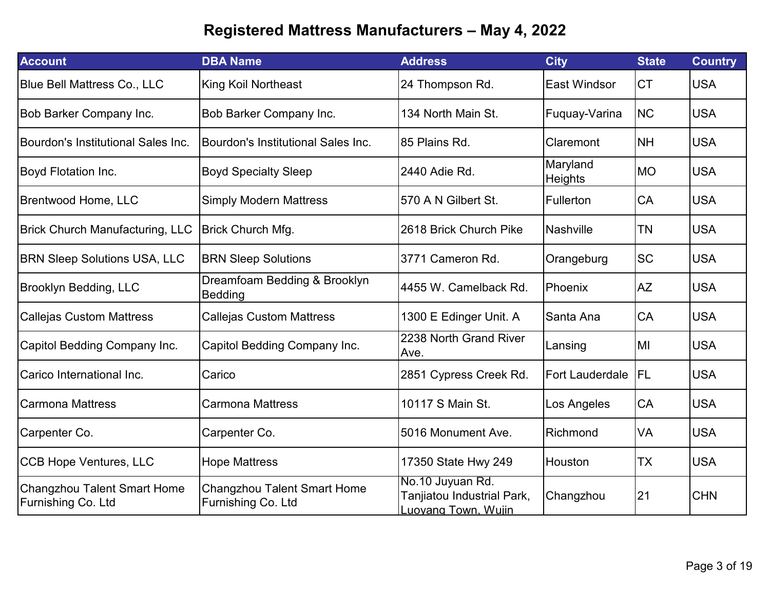# Registered Mattress Manufacturers – May 4, 2022

| Account | DBA Name | Address | City | State | Country |
|---|---|---|---|---|---|
| Blue Bell Mattress Co., LLC | King Koil Northeast | 24 Thompson Rd. | East Windsor | CT | USA |
| Bob Barker Company Inc. | Bob Barker Company Inc. | 134 North Main St. | Fuquay-Varina | NC | USA |
| Bourdon's Institutional Sales Inc. | Bourdon's Institutional Sales Inc. | 85 Plains Rd. | Claremont | NH | USA |
| Boyd Flotation Inc. | Boyd Specialty Sleep | 2440 Adie Rd. | Maryland Heights | MO | USA |
| Brentwood Home, LLC | Simply Modern Mattress | 570 A N Gilbert St. | Fullerton | CA | USA |
| Brick Church Manufacturing, LLC | Brick Church Mfg. | 2618 Brick Church Pike | Nashville | TN | USA |
| BRN Sleep Solutions USA, LLC | BRN Sleep Solutions | 3771 Cameron Rd. | Orangeburg | SC | USA |
| Brooklyn Bedding, LLC | Dreamfoam Bedding & Brooklyn Bedding | 4455 W. Camelback Rd. | Phoenix | AZ | USA |
| Callejas Custom Mattress | Callejas Custom Mattress | 1300 E Edinger Unit. A | Santa Ana | CA | USA |
| Capitol Bedding Company Inc. | Capitol Bedding Company Inc. | 2238 North Grand River Ave. | Lansing | MI | USA |
| Carico International Inc. | Carico | 2851 Cypress Creek Rd. | Fort Lauderdale | FL | USA |
| Carmona Mattress | Carmona Mattress | 10117 S Main St. | Los Angeles | CA | USA |
| Carpenter Co. | Carpenter Co. | 5016 Monument Ave. | Richmond | VA | USA |
| CCB Hope Ventures, LLC | Hope Mattress | 17350 State Hwy 249 | Houston | TX | USA |
| Changzhou Talent Smart Home Furnishing Co. Ltd | Changzhou Talent Smart Home Furnishing Co. Ltd | No.10 Juyuan Rd. Tanjiatou Industrial Park, Luoyang Town, Wujin | Changzhou | 21 | CHN |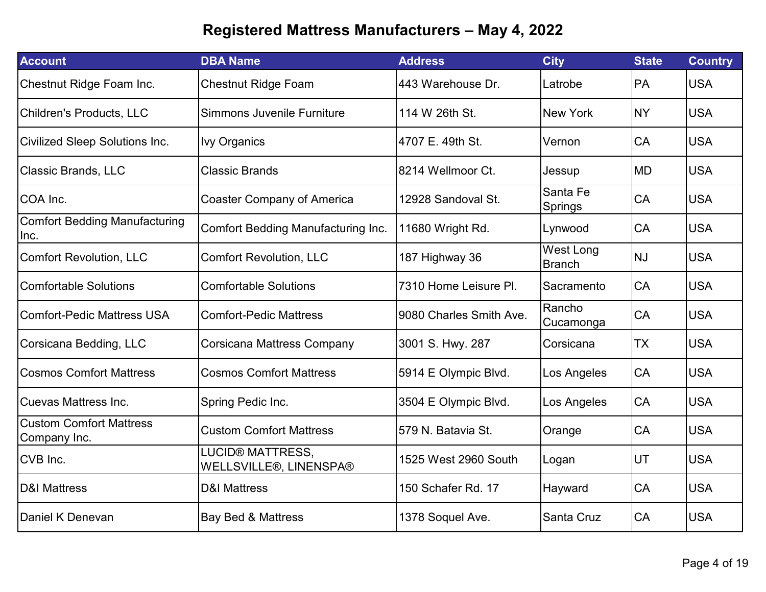# Registered Mattress Manufacturers – May 4, 2022

| Account | DBA Name | Address | City | State | Country |
|---|---|---|---|---|---|
| Chestnut Ridge Foam Inc. | Chestnut Ridge Foam | 443 Warehouse Dr. | Latrobe | PA | USA |
| Children's Products, LLC | Simmons Juvenile Furniture | 114 W 26th St. | New York | NY | USA |
| Civilized Sleep Solutions Inc. | Ivy Organics | 4707 E. 49th St. | Vernon | CA | USA |
| Classic Brands, LLC | Classic Brands | 8214 Wellmoor Ct. | Jessup | MD | USA |
| COA Inc. | Coaster Company of America | 12928 Sandoval St. | Santa Fe Springs | CA | USA |
| Comfort Bedding Manufacturing Inc. | Comfort Bedding Manufacturing Inc. | 11680 Wright Rd. | Lynwood | CA | USA |
| Comfort Revolution, LLC | Comfort Revolution, LLC | 187 Highway 36 | West Long Branch | NJ | USA |
| Comfortable Solutions | Comfortable Solutions | 7310 Home Leisure Pl. | Sacramento | CA | USA |
| Comfort-Pedic Mattress USA | Comfort-Pedic Mattress | 9080 Charles Smith Ave. | Rancho Cucamonga | CA | USA |
| Corsicana Bedding, LLC | Corsicana Mattress Company | 3001 S. Hwy. 287 | Corsicana | TX | USA |
| Cosmos Comfort Mattress | Cosmos Comfort Mattress | 5914 E Olympic Blvd. | Los Angeles | CA | USA |
| Cuevas Mattress Inc. | Spring Pedic Inc. | 3504 E Olympic Blvd. | Los Angeles | CA | USA |
| Custom Comfort Mattress Company Inc. | Custom Comfort Mattress | 579 N. Batavia St. | Orange | CA | USA |
| CVB Inc. | LUCID® MATTRESS, WELLSVILLE®, LINENSPA® | 1525 West 2960 South | Logan | UT | USA |
| D&I Mattress | D&I Mattress | 150 Schafer Rd. 17 | Hayward | CA | USA |
| Daniel K Denevan | Bay Bed & Mattress | 1378 Soquel Ave. | Santa Cruz | CA | USA |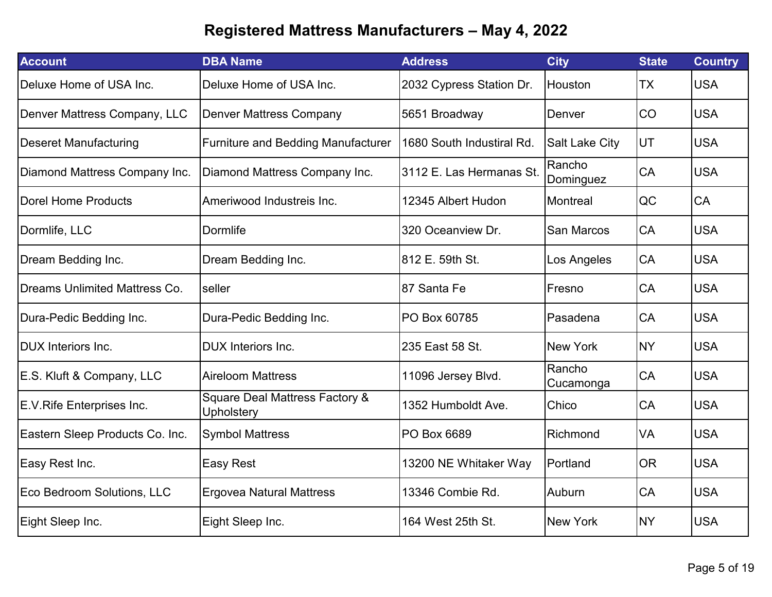# Registered Mattress Manufacturers – May 4, 2022

| Account | DBA Name | Address | City | State | Country |
|---|---|---|---|---|---|
| Deluxe Home of USA Inc. | Deluxe Home of USA Inc. | 2032 Cypress Station Dr. | Houston | TX | USA |
| Denver Mattress Company, LLC | Denver Mattress Company | 5651 Broadway | Denver | CO | USA |
| Deseret Manufacturing | Furniture and Bedding Manufacturer | 1680 South Industiral Rd. | Salt Lake City | UT | USA |
| Diamond Mattress Company Inc. | Diamond Mattress Company Inc. | 3112 E. Las Hermanas St. | Rancho Dominguez | CA | USA |
| Dorel Home Products | Ameriwood Industreis Inc. | 12345 Albert Hudon | Montreal | QC | CA |
| Dormlife, LLC | Dormlife | 320 Oceanview Dr. | San Marcos | CA | USA |
| Dream Bedding Inc. | Dream Bedding Inc. | 812 E. 59th St. | Los Angeles | CA | USA |
| Dreams Unlimited Mattress Co. | seller | 87 Santa Fe | Fresno | CA | USA |
| Dura-Pedic Bedding Inc. | Dura-Pedic Bedding Inc. | PO Box 60785 | Pasadena | CA | USA |
| DUX Interiors Inc. | DUX Interiors Inc. | 235 East 58 St. | New York | NY | USA |
| E.S. Kluft & Company, LLC | Aireloom Mattress | 11096 Jersey Blvd. | Rancho Cucamonga | CA | USA |
| E.V.Rife Enterprises Inc. | Square Deal Mattress Factory & Upholstery | 1352 Humboldt Ave. | Chico | CA | USA |
| Eastern Sleep Products Co. Inc. | Symbol Mattress | PO Box 6689 | Richmond | VA | USA |
| Easy Rest Inc. | Easy Rest | 13200 NE Whitaker Way | Portland | OR | USA |
| Eco Bedroom Solutions, LLC | Ergovea Natural Mattress | 13346 Combie Rd. | Auburn | CA | USA |
| Eight Sleep Inc. | Eight Sleep Inc. | 164 West 25th St. | New York | NY | USA |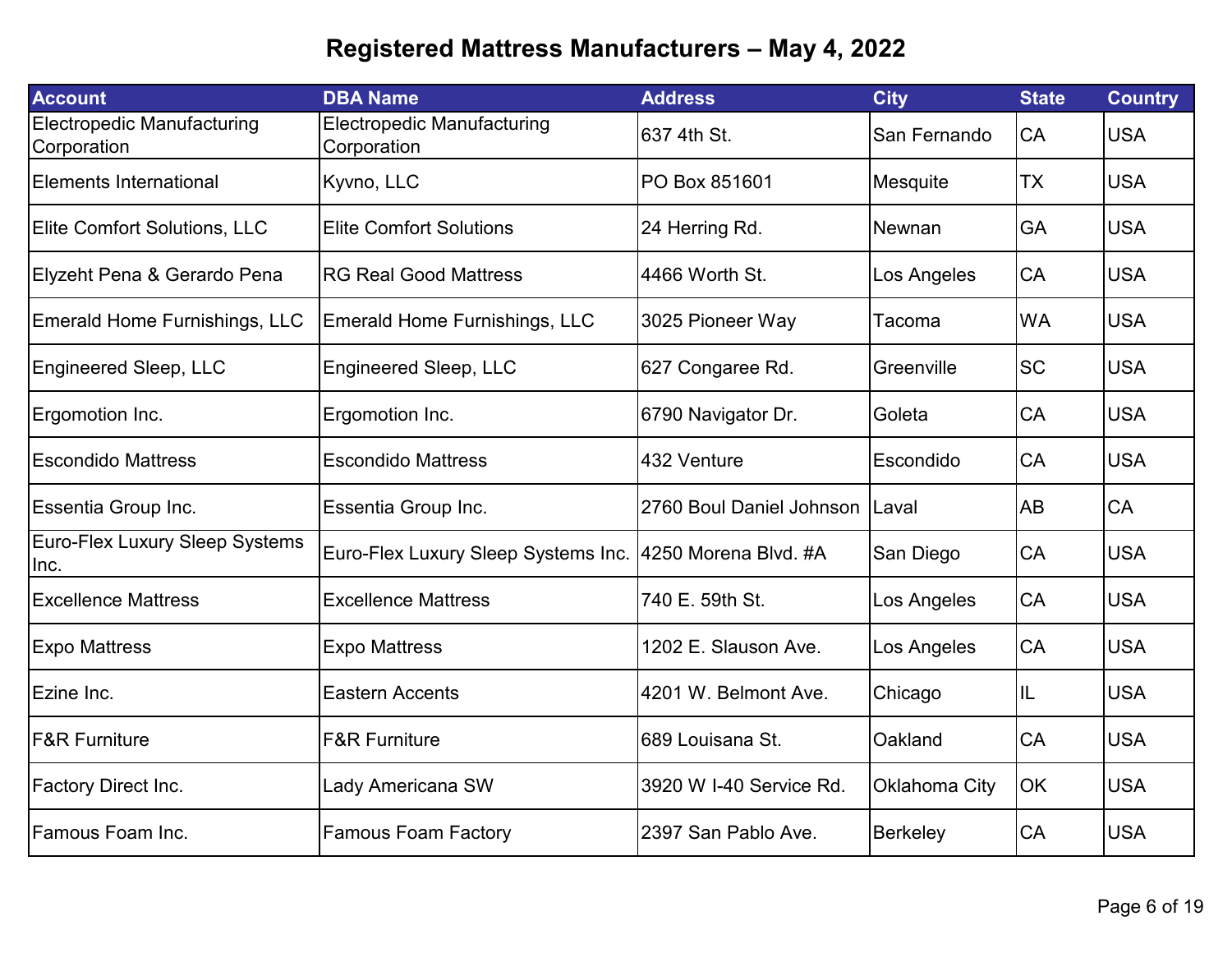# Registered Mattress Manufacturers – May 4, 2022

| Account | DBA Name | Address | City | State | Country |
|---|---|---|---|---|---|
| Electropedic Manufacturing Corporation | Electropedic Manufacturing Corporation | 637 4th St. | San Fernando | CA | USA |
| Elements International | Kyvno, LLC | PO Box 851601 | Mesquite | TX | USA |
| Elite Comfort Solutions, LLC | Elite Comfort Solutions | 24 Herring Rd. | Newnan | GA | USA |
| Elyzeht Pena & Gerardo Pena | RG Real Good Mattress | 4466 Worth St. | Los Angeles | CA | USA |
| Emerald Home Furnishings, LLC | Emerald Home Furnishings, LLC | 3025 Pioneer Way | Tacoma | WA | USA |
| Engineered Sleep, LLC | Engineered Sleep, LLC | 627 Congaree Rd. | Greenville | SC | USA |
| Ergomotion Inc. | Ergomotion Inc. | 6790 Navigator Dr. | Goleta | CA | USA |
| Escondido Mattress | Escondido Mattress | 432 Venture | Escondido | CA | USA |
| Essentia Group Inc. | Essentia Group Inc. | 2760 Boul Daniel Johnson | Laval | AB | CA |
| Euro-Flex Luxury Sleep Systems Inc. | Euro-Flex Luxury Sleep Systems Inc. | 4250 Morena Blvd. #A | San Diego | CA | USA |
| Excellence Mattress | Excellence Mattress | 740 E. 59th St. | Los Angeles | CA | USA |
| Expo Mattress | Expo Mattress | 1202 E. Slauson Ave. | Los Angeles | CA | USA |
| Ezine Inc. | Eastern Accents | 4201 W. Belmont Ave. | Chicago | IL | USA |
| F&R Furniture | F&R Furniture | 689 Louisana St. | Oakland | CA | USA |
| Factory Direct Inc. | Lady Americana SW | 3920 W I-40 Service Rd. | Oklahoma City | OK | USA |
| Famous Foam Inc. | Famous Foam Factory | 2397 San Pablo Ave. | Berkeley | CA | USA |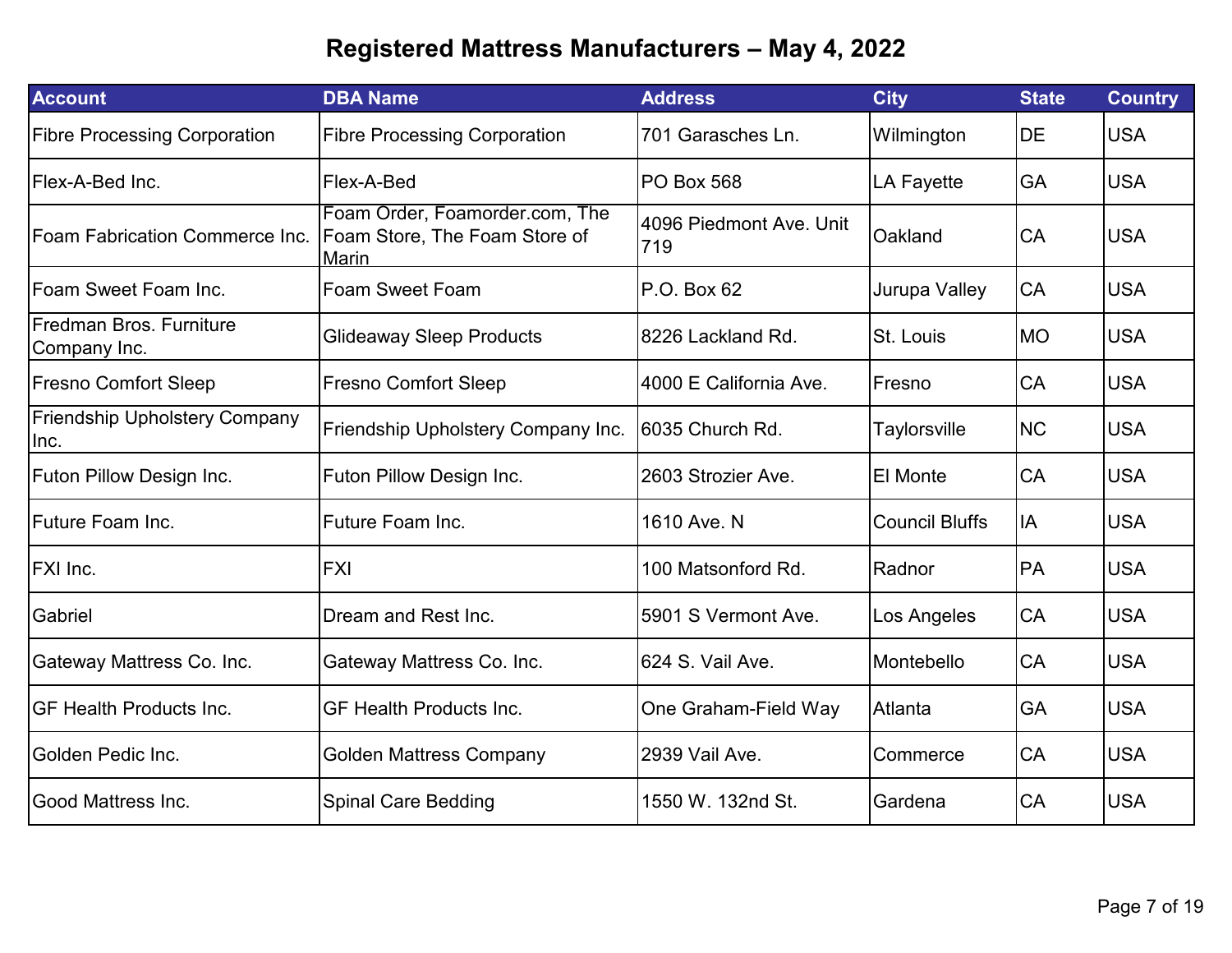# Registered Mattress Manufacturers – May 4, 2022

| Account | DBA Name | Address | City | State | Country |
|---|---|---|---|---|---|
| Fibre Processing Corporation | Fibre Processing Corporation | 701 Garasches Ln. | Wilmington | DE | USA |
| Flex-A-Bed Inc. | Flex-A-Bed | PO Box 568 | LA Fayette | GA | USA |
| Foam Fabrication Commerce Inc. | Foam Order, Foamorder.com, The Foam Store, The Foam Store of Marin | 4096 Piedmont Ave. Unit 719 | Oakland | CA | USA |
| Foam Sweet Foam Inc. | Foam Sweet Foam | P.O. Box 62 | Jurupa Valley | CA | USA |
| Fredman Bros. Furniture Company Inc. | Glideaway Sleep Products | 8226 Lackland Rd. | St. Louis | MO | USA |
| Fresno Comfort Sleep | Fresno Comfort Sleep | 4000 E California Ave. | Fresno | CA | USA |
| Friendship Upholstery Company Inc. | Friendship Upholstery Company Inc. | 6035 Church Rd. | Taylorsville | NC | USA |
| Futon Pillow Design Inc. | Futon Pillow Design Inc. | 2603 Strozier Ave. | El Monte | CA | USA |
| Future Foam Inc. | Future Foam Inc. | 1610 Ave. N | Council Bluffs | IA | USA |
| FXI Inc. | FXI | 100 Matsonford Rd. | Radnor | PA | USA |
| Gabriel | Dream and Rest Inc. | 5901 S Vermont Ave. | Los Angeles | CA | USA |
| Gateway Mattress Co. Inc. | Gateway Mattress Co. Inc. | 624 S. Vail Ave. | Montebello | CA | USA |
| GF Health Products Inc. | GF Health Products Inc. | One Graham-Field Way | Atlanta | GA | USA |
| Golden Pedic Inc. | Golden Mattress Company | 2939 Vail Ave. | Commerce | CA | USA |
| Good Mattress Inc. | Spinal Care Bedding | 1550 W. 132nd St. | Gardena | CA | USA |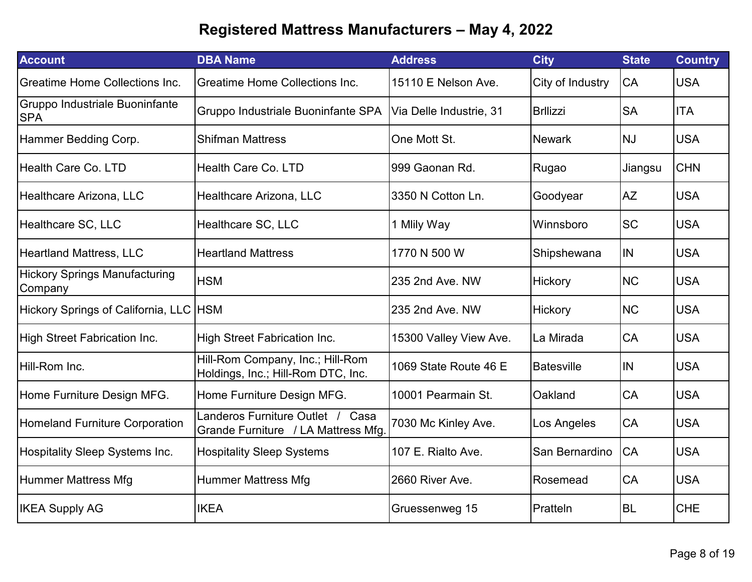# Registered Mattress Manufacturers – May 4, 2022

| Account | DBA Name | Address | City | State | Country |
| --- | --- | --- | --- | --- | --- |
| Greatime Home Collections Inc. | Greatime Home Collections Inc. | 15110 E Nelson Ave. | City of Industry | CA | USA |
| Gruppo Industriale Buoninfante SPA | Gruppo Industriale Buoninfante SPA | Via Delle Industrie, 31 | Brllizzi | SA | ITA |
| Hammer Bedding Corp. | Shifman Mattress | One Mott St. | Newark | NJ | USA |
| Health Care Co. LTD | Health Care Co. LTD | 999 Gaonan Rd. | Rugao | Jiangsu | CHN |
| Healthcare Arizona, LLC | Healthcare Arizona, LLC | 3350 N Cotton Ln. | Goodyear | AZ | USA |
| Healthcare SC, LLC | Healthcare SC, LLC | 1 Mlily Way | Winnsboro | SC | USA |
| Heartland Mattress, LLC | Heartland Mattress | 1770 N 500 W | Shipshewana | IN | USA |
| Hickory Springs Manufacturing Company | HSM | 235 2nd Ave. NW | Hickory | NC | USA |
| Hickory Springs of California, LLC | HSM | 235 2nd Ave. NW | Hickory | NC | USA |
| High Street Fabrication Inc. | High Street Fabrication Inc. | 15300 Valley View Ave. | La Mirada | CA | USA |
| Hill-Rom Inc. | Hill-Rom Company, Inc.; Hill-Rom Holdings, Inc.; Hill-Rom DTC, Inc. | 1069 State Route 46 E | Batesville | IN | USA |
| Home Furniture Design MFG. | Home Furniture Design MFG. | 10001 Pearmain St. | Oakland | CA | USA |
| Homeland Furniture Corporation | Landeros Furniture Outlet / Casa Grande Furniture / LA Mattress Mfg. | 7030 Mc Kinley Ave. | Los Angeles | CA | USA |
| Hospitality Sleep Systems Inc. | Hospitality Sleep Systems | 107 E. Rialto Ave. | San Bernardino | CA | USA |
| Hummer Mattress Mfg | Hummer Mattress Mfg | 2660 River Ave. | Rosemead | CA | USA |
| IKEA Supply AG | IKEA | Gruessenweg 15 | Pratteln | BL | CHE |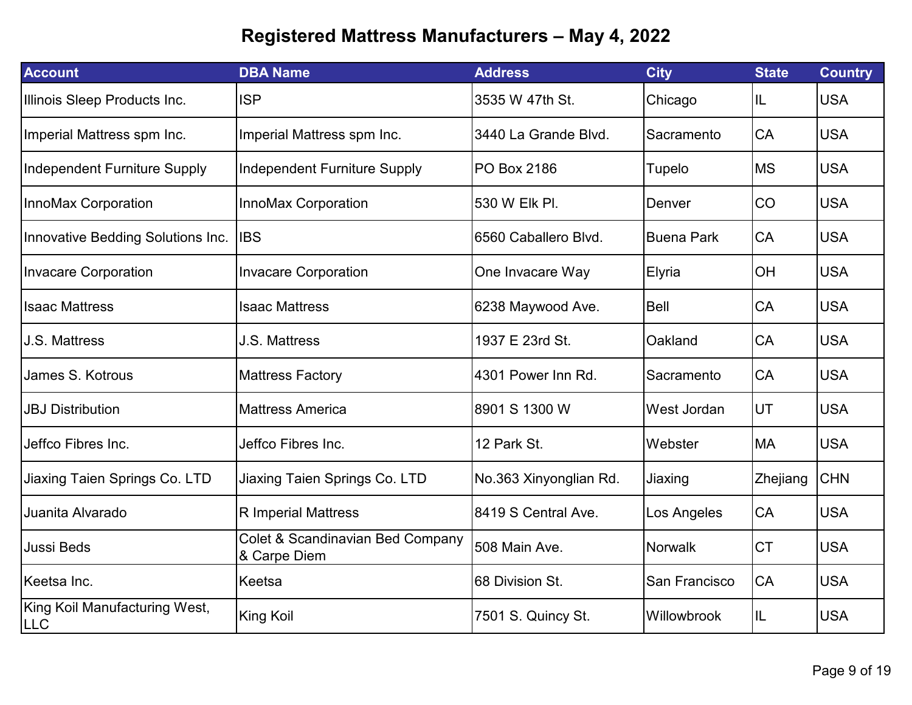# Registered Mattress Manufacturers – May 4, 2022

| Account | DBA Name | Address | City | State | Country |
|---|---|---|---|---|---|
| Illinois Sleep Products Inc. | ISP | 3535 W 47th St. | Chicago | IL | USA |
| Imperial Mattress spm Inc. | Imperial Mattress spm Inc. | 3440 La Grande Blvd. | Sacramento | CA | USA |
| Independent Furniture Supply | Independent Furniture Supply | PO Box 2186 | Tupelo | MS | USA |
| InnoMax Corporation | InnoMax Corporation | 530 W Elk Pl. | Denver | CO | USA |
| Innovative Bedding Solutions Inc. | IBS | 6560 Caballero Blvd. | Buena Park | CA | USA |
| Invacare Corporation | Invacare Corporation | One Invacare Way | Elyria | OH | USA |
| Isaac Mattress | Isaac Mattress | 6238 Maywood Ave. | Bell | CA | USA |
| J.S. Mattress | J.S. Mattress | 1937 E 23rd St. | Oakland | CA | USA |
| James S. Kotrous | Mattress Factory | 4301 Power Inn Rd. | Sacramento | CA | USA |
| JBJ Distribution | Mattress America | 8901 S 1300 W | West Jordan | UT | USA |
| Jeffco Fibres Inc. | Jeffco Fibres Inc. | 12 Park St. | Webster | MA | USA |
| Jiaxing Taien Springs Co. LTD | Jiaxing Taien Springs Co. LTD | No.363 Xinyonglian Rd. | Jiaxing | Zhejiang | CHN |
| Juanita Alvarado | R Imperial Mattress | 8419 S Central Ave. | Los Angeles | CA | USA |
| Jussi Beds | Colet & Scandinavian Bed Company & Carpe Diem | 508 Main Ave. | Norwalk | CT | USA |
| Keetsa Inc. | Keetsa | 68 Division St. | San Francisco | CA | USA |
| King Koil Manufacturing West, LLC | King Koil | 7501 S. Quincy St. | Willowbrook | IL | USA |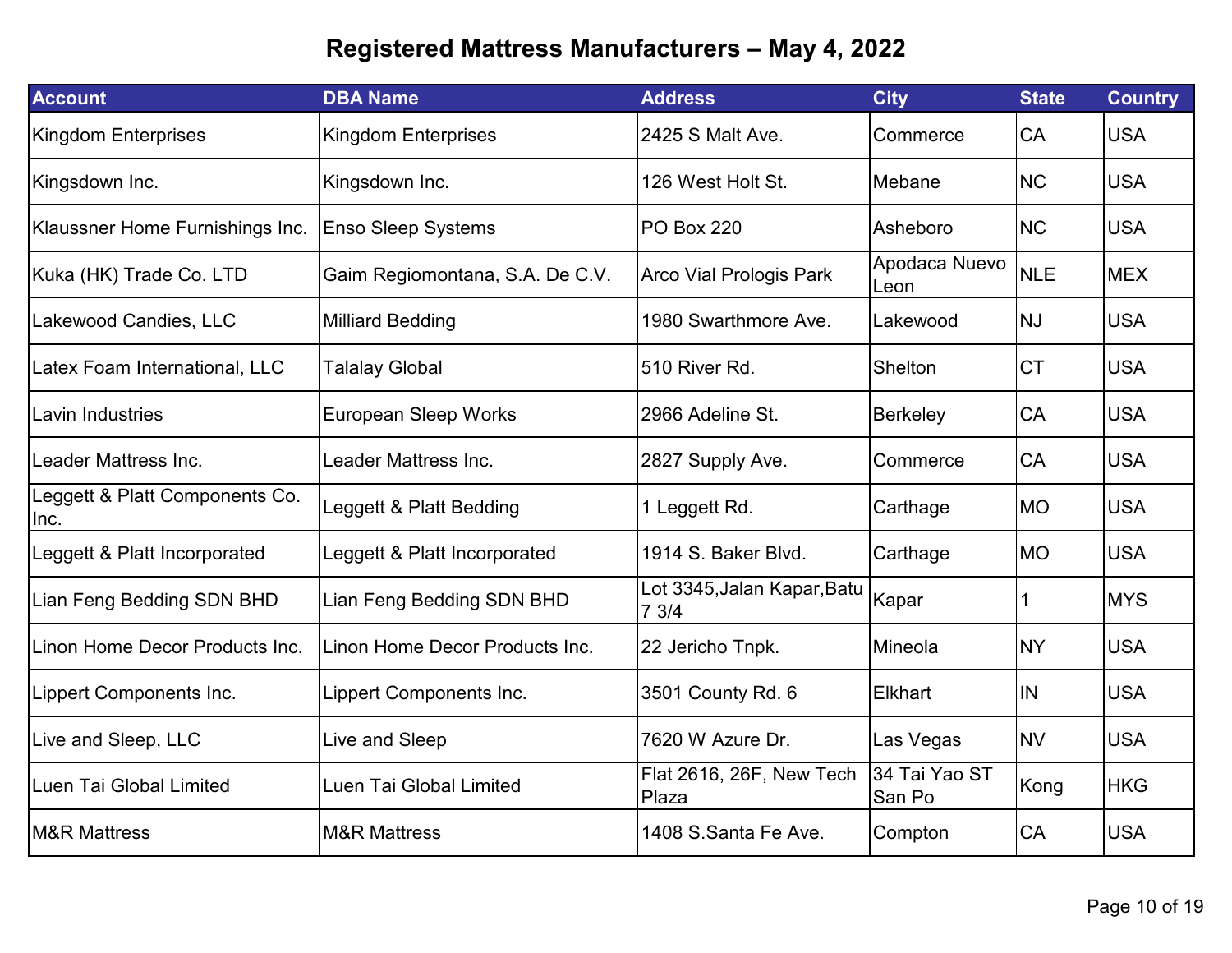# Registered Mattress Manufacturers – May 4, 2022

| Account | DBA Name | Address | City | State | Country |
|---|---|---|---|---|---|
| Kingdom Enterprises | Kingdom Enterprises | 2425 S Malt Ave. | Commerce | CA | USA |
| Kingsdown Inc. | Kingsdown Inc. | 126 West Holt St. | Mebane | NC | USA |
| Klaussner Home Furnishings Inc. | Enso Sleep Systems | PO Box 220 | Asheboro | NC | USA |
| Kuka (HK) Trade Co. LTD | Gaim Regiomontana, S.A. De C.V. | Arco Vial Prologis Park | Apodaca Nuevo Leon | NLE | MEX |
| Lakewood Candies, LLC | Milliard Bedding | 1980 Swarthmore Ave. | Lakewood | NJ | USA |
| Latex Foam International, LLC | Talalay Global | 510 River Rd. | Shelton | CT | USA |
| Lavin Industries | European Sleep Works | 2966 Adeline St. | Berkeley | CA | USA |
| Leader Mattress Inc. | Leader Mattress Inc. | 2827 Supply Ave. | Commerce | CA | USA |
| Leggett & Platt Components Co. Inc. | Leggett & Platt Bedding | 1 Leggett Rd. | Carthage | MO | USA |
| Leggett & Platt Incorporated | Leggett & Platt Incorporated | 1914 S. Baker Blvd. | Carthage | MO | USA |
| Lian Feng Bedding SDN BHD | Lian Feng Bedding SDN BHD | Lot 3345,Jalan Kapar,Batu 7 3/4 | Kapar | 1 | MYS |
| Linon Home Decor Products Inc. | Linon Home Decor Products Inc. | 22 Jericho Tnpk. | Mineola | NY | USA |
| Lippert Components Inc. | Lippert Components Inc. | 3501 County Rd. 6 | Elkhart | IN | USA |
| Live and Sleep, LLC | Live and Sleep | 7620 W Azure Dr. | Las Vegas | NV | USA |
| Luen Tai Global Limited | Luen Tai Global Limited | Flat 2616, 26F, New Tech Plaza | 34 Tai Yao ST San Po | Kong | HKG |
| M&R Mattress | M&R Mattress | 1408 S.Santa Fe Ave. | Compton | CA | USA |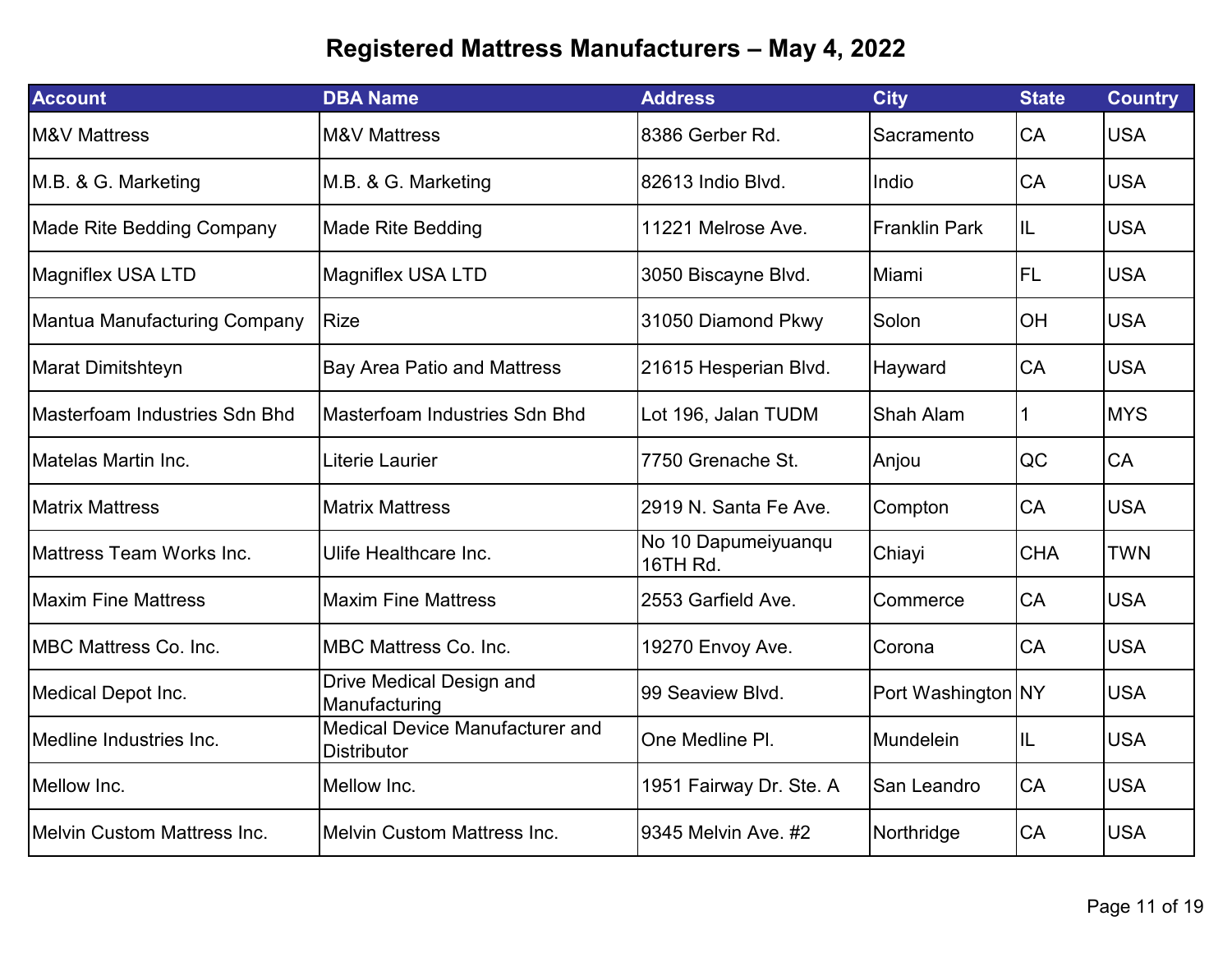# Registered Mattress Manufacturers – May 4, 2022

| Account | DBA Name | Address | City | State | Country |
|---|---|---|---|---|---|
| M&V Mattress | M&V Mattress | 8386 Gerber Rd. | Sacramento | CA | USA |
| M.B. & G. Marketing | M.B. & G. Marketing | 82613 Indio Blvd. | Indio | CA | USA |
| Made Rite Bedding Company | Made Rite Bedding | 11221 Melrose Ave. | Franklin Park | IL | USA |
| Magniflex USA LTD | Magniflex USA LTD | 3050 Biscayne Blvd. | Miami | FL | USA |
| Mantua Manufacturing Company | Rize | 31050 Diamond Pkwy | Solon | OH | USA |
| Marat Dimitshteyn | Bay Area Patio and Mattress | 21615 Hesperian Blvd. | Hayward | CA | USA |
| Masterfoam Industries Sdn Bhd | Masterfoam Industries Sdn Bhd | Lot 196, Jalan TUDM | Shah Alam | 1 | MYS |
| Matelas Martin Inc. | Literie Laurier | 7750 Grenache St. | Anjou | QC | CA |
| Matrix Mattress | Matrix Mattress | 2919 N. Santa Fe Ave. | Compton | CA | USA |
| Mattress Team Works Inc. | Ulife Healthcare Inc. | No 10 Dapumeiyuanqu 16TH Rd. | Chiayi | CHA | TWN |
| Maxim Fine Mattress | Maxim Fine Mattress | 2553 Garfield Ave. | Commerce | CA | USA |
| MBC Mattress Co. Inc. | MBC Mattress Co. Inc. | 19270 Envoy Ave. | Corona | CA | USA |
| Medical Depot Inc. | Drive Medical Design and Manufacturing | 99 Seaview Blvd. | Port Washington | NY | USA |
| Medline Industries Inc. | Medical Device Manufacturer and Distributor | One Medline Pl. | Mundelein | IL | USA |
| Mellow Inc. | Mellow Inc. | 1951 Fairway Dr. Ste. A | San Leandro | CA | USA |
| Melvin Custom Mattress Inc. | Melvin Custom Mattress Inc. | 9345 Melvin Ave. #2 | Northridge | CA | USA |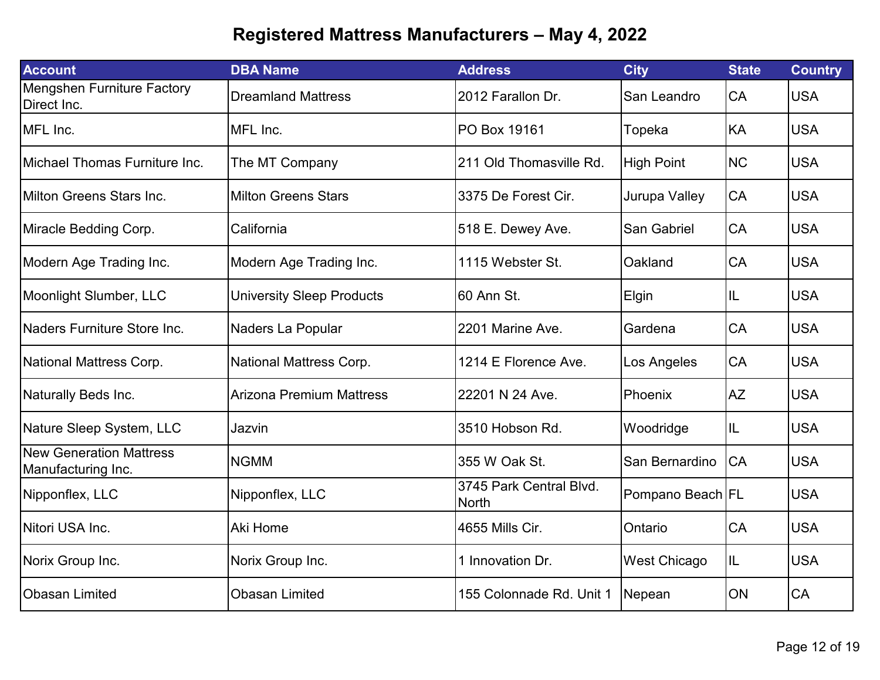# Registered Mattress Manufacturers – May 4, 2022

| Account | DBA Name | Address | City | State | Country |
|---|---|---|---|---|---|
| Mengshen Furniture Factory Direct Inc. | Dreamland Mattress | 2012 Farallon Dr. | San Leandro | CA | USA |
| MFL Inc. | MFL Inc. | PO Box 19161 | Topeka | KA | USA |
| Michael Thomas Furniture Inc. | The MT Company | 211 Old Thomasville Rd. | High Point | NC | USA |
| Milton Greens Stars Inc. | Milton Greens Stars | 3375 De Forest Cir. | Jurupa Valley | CA | USA |
| Miracle Bedding Corp. | California | 518 E. Dewey Ave. | San Gabriel | CA | USA |
| Modern Age Trading Inc. | Modern Age Trading Inc. | 1115 Webster St. | Oakland | CA | USA |
| Moonlight Slumber, LLC | University Sleep Products | 60 Ann St. | Elgin | IL | USA |
| Naders Furniture Store Inc. | Naders La Popular | 2201 Marine Ave. | Gardena | CA | USA |
| National Mattress Corp. | National Mattress Corp. | 1214 E Florence Ave. | Los Angeles | CA | USA |
| Naturally Beds Inc. | Arizona Premium Mattress | 22201 N 24 Ave. | Phoenix | AZ | USA |
| Nature Sleep System, LLC | Jazvin | 3510 Hobson Rd. | Woodridge | IL | USA |
| New Generation Mattress Manufacturing Inc. | NGMM | 355 W Oak St. | San Bernardino | CA | USA |
| Nipponflex, LLC | Nipponflex, LLC | 3745 Park Central Blvd. North | Pompano Beach | FL | USA |
| Nitori USA Inc. | Aki Home | 4655 Mills Cir. | Ontario | CA | USA |
| Norix Group Inc. | Norix Group Inc. | 1 Innovation Dr. | West Chicago | IL | USA |
| Obasan Limited | Obasan Limited | 155 Colonnade Rd. Unit 1 | Nepean | ON | CA |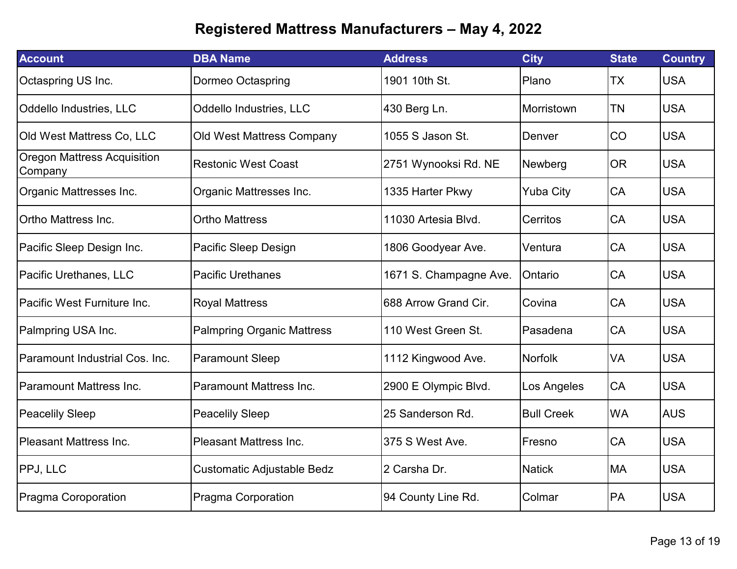# Registered Mattress Manufacturers – May 4, 2022

| Account | DBA Name | Address | City | State | Country |
|---|---|---|---|---|---|
| Octaspring US Inc. | Dormeo Octaspring | 1901 10th St. | Plano | TX | USA |
| Oddello Industries, LLC | Oddello Industries, LLC | 430 Berg Ln. | Morristown | TN | USA |
| Old West Mattress Co, LLC | Old West Mattress Company | 1055 S Jason St. | Denver | CO | USA |
| Oregon Mattress Acquisition Company | Restonic West Coast | 2751 Wynooksi Rd. NE | Newberg | OR | USA |
| Organic Mattresses Inc. | Organic Mattresses Inc. | 1335 Harter Pkwy | Yuba City | CA | USA |
| Ortho Mattress Inc. | Ortho Mattress | 11030 Artesia Blvd. | Cerritos | CA | USA |
| Pacific Sleep Design Inc. | Pacific Sleep Design | 1806 Goodyear Ave. | Ventura | CA | USA |
| Pacific Urethanes, LLC | Pacific Urethanes | 1671 S. Champagne Ave. | Ontario | CA | USA |
| Pacific West Furniture Inc. | Royal Mattress | 688 Arrow Grand Cir. | Covina | CA | USA |
| Palmpring USA Inc. | Palmpring Organic Mattress | 110 West Green St. | Pasadena | CA | USA |
| Paramount Industrial Cos. Inc. | Paramount Sleep | 1112 Kingwood Ave. | Norfolk | VA | USA |
| Paramount Mattress Inc. | Paramount Mattress Inc. | 2900 E Olympic Blvd. | Los Angeles | CA | USA |
| Peacelily Sleep | Peacelily Sleep | 25 Sanderson Rd. | Bull Creek | WA | AUS |
| Pleasant Mattress Inc. | Pleasant Mattress Inc. | 375 S West Ave. | Fresno | CA | USA |
| PPJ, LLC | Customatic Adjustable Bedz | 2 Carsha Dr. | Natick | MA | USA |
| Pragma Coroporation | Pragma Corporation | 94 County Line Rd. | Colmar | PA | USA |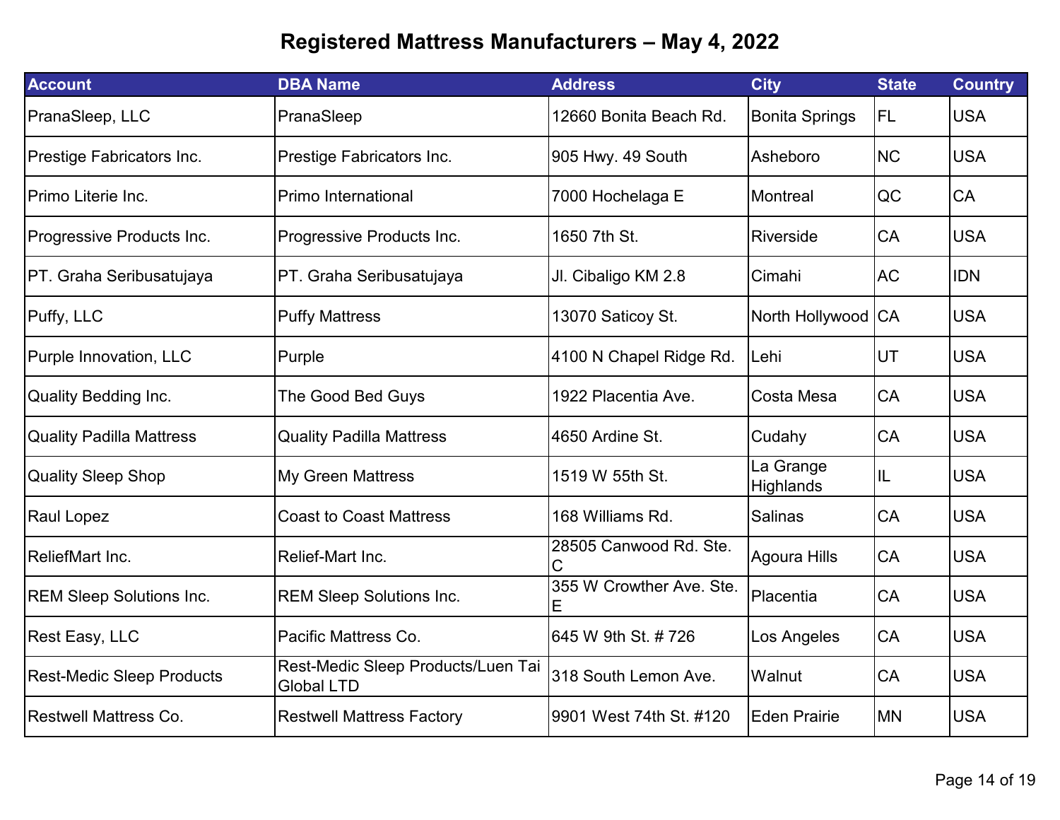# Registered Mattress Manufacturers – May 4, 2022

| Account | DBA Name | Address | City | State | Country |
|---|---|---|---|---|---|
| PranaSleep, LLC | PranaSleep | 12660 Bonita Beach Rd. | Bonita Springs | FL | USA |
| Prestige Fabricators Inc. | Prestige Fabricators Inc. | 905 Hwy. 49 South | Asheboro | NC | USA |
| Primo Literie Inc. | Primo International | 7000 Hochelaga E | Montreal | QC | CA |
| Progressive Products Inc. | Progressive Products Inc. | 1650 7th St. | Riverside | CA | USA |
| PT. Graha Seribusatujaya | PT. Graha Seribusatujaya | Jl. Cibaligo KM 2.8 | Cimahi | AC | IDN |
| Puffy, LLC | Puffy Mattress | 13070 Saticoy St. | North Hollywood | CA | USA |
| Purple Innovation, LLC | Purple | 4100 N Chapel Ridge Rd. | Lehi | UT | USA |
| Quality Bedding Inc. | The Good Bed Guys | 1922 Placentia Ave. | Costa Mesa | CA | USA |
| Quality Padilla Mattress | Quality Padilla Mattress | 4650 Ardine St. | Cudahy | CA | USA |
| Quality Sleep Shop | My Green Mattress | 1519 W 55th St. | La Grange Highlands | IL | USA |
| Raul Lopez | Coast to Coast Mattress | 168 Williams Rd. | Salinas | CA | USA |
| ReliefMart Inc. | Relief-Mart Inc. | 28505 Canwood Rd. Ste. C | Agoura Hills | CA | USA |
| REM Sleep Solutions Inc. | REM Sleep Solutions Inc. | 355 W Crowther Ave. Ste. E | Placentia | CA | USA |
| Rest Easy, LLC | Pacific Mattress Co. | 645 W 9th St. # 726 | Los Angeles | CA | USA |
| Rest-Medic Sleep Products | Rest-Medic Sleep Products/Luen Tai Global LTD | 318 South Lemon Ave. | Walnut | CA | USA |
| Restwell Mattress Co. | Restwell Mattress Factory | 9901 West 74th St. #120 | Eden Prairie | MN | USA |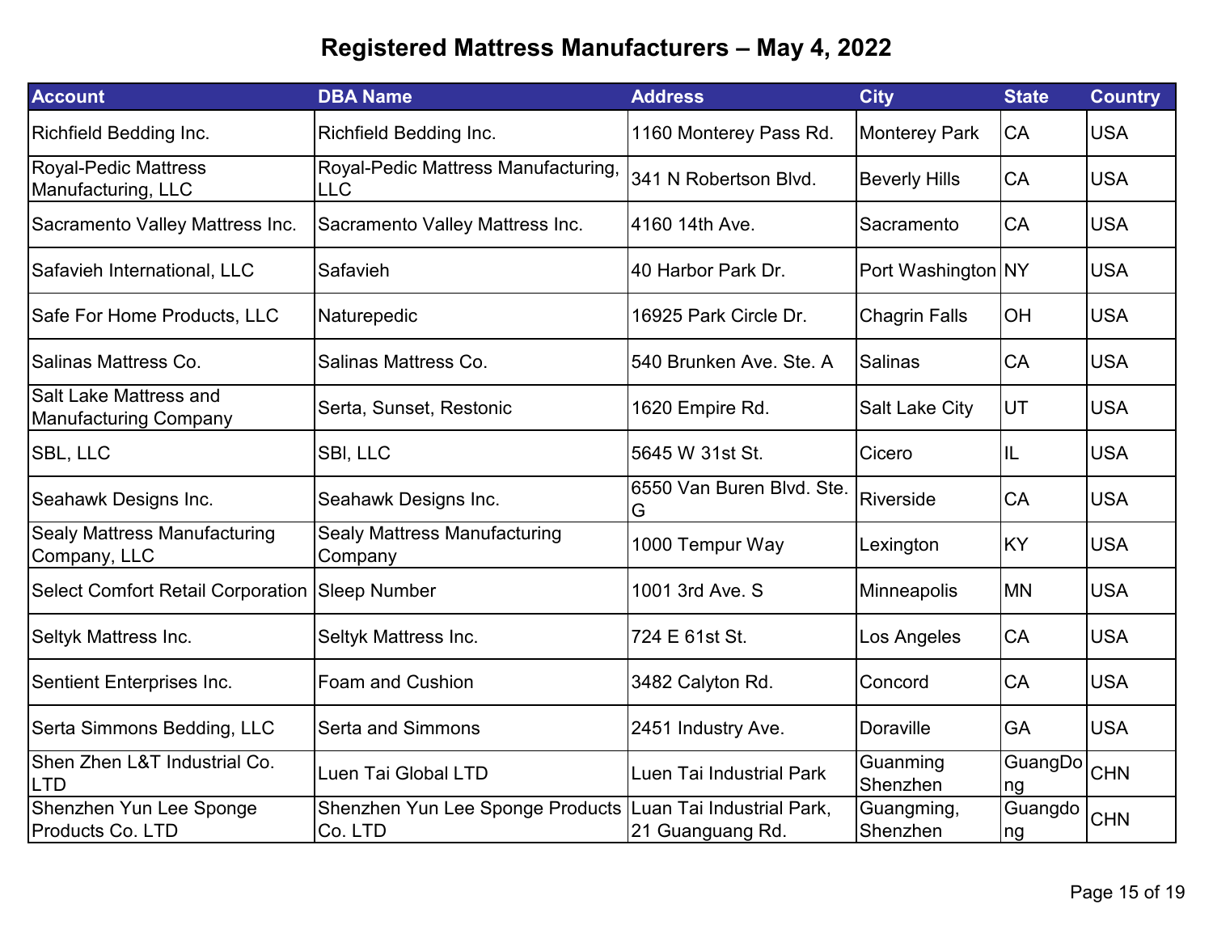# Registered Mattress Manufacturers – May 4, 2022

| Account | DBA Name | Address | City | State | Country |
|---|---|---|---|---|---|
| Richfield Bedding Inc. | Richfield Bedding Inc. | 1160 Monterey Pass Rd. | Monterey Park | CA | USA |
| Royal-Pedic Mattress Manufacturing, LLC | Royal-Pedic Mattress Manufacturing, LLC | 341 N Robertson Blvd. | Beverly Hills | CA | USA |
| Sacramento Valley Mattress Inc. | Sacramento Valley Mattress Inc. | 4160 14th Ave. | Sacramento | CA | USA |
| Safavieh International, LLC | Safavieh | 40 Harbor Park Dr. | Port Washington | NY | USA |
| Safe For Home Products, LLC | Naturepedic | 16925 Park Circle Dr. | Chagrin Falls | OH | USA |
| Salinas Mattress Co. | Salinas Mattress Co. | 540 Brunken Ave. Ste. A | Salinas | CA | USA |
| Salt Lake Mattress and Manufacturing Company | Serta, Sunset, Restonic | 1620 Empire Rd. | Salt Lake City | UT | USA |
| SBL, LLC | SBl, LLC | 5645 W 31st St. | Cicero | IL | USA |
| Seahawk Designs Inc. | Seahawk Designs Inc. | 6550 Van Buren Blvd. Ste. G | Riverside | CA | USA |
| Sealy Mattress Manufacturing Company, LLC | Sealy Mattress Manufacturing Company | 1000 Tempur Way | Lexington | KY | USA |
| Select Comfort Retail Corporation | Sleep Number | 1001 3rd Ave. S | Minneapolis | MN | USA |
| Seltyk Mattress Inc. | Seltyk Mattress Inc. | 724 E 61st St. | Los Angeles | CA | USA |
| Sentient Enterprises Inc. | Foam and Cushion | 3482 Calyton Rd. | Concord | CA | USA |
| Serta Simmons Bedding, LLC | Serta and Simmons | 2451 Industry Ave. | Doraville | GA | USA |
| Shen Zhen L&T Industrial Co. LTD | Luen Tai Global LTD | Luen Tai Industrial Park | Guanming Shenzhen | GuangDong | CHN |
| Shenzhen Yun Lee Sponge Products Co. LTD | Shenzhen Yun Lee Sponge Products Co. LTD | Luan Tai Industrial Park, 21 Guanguang Rd. | Guangming, Shenzhen | Guangdong | CHN |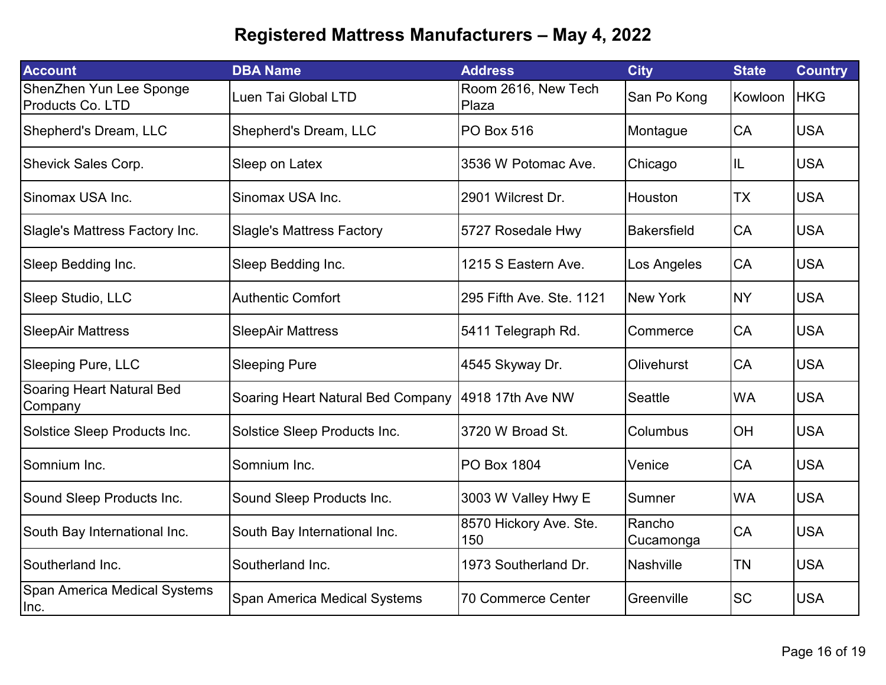# Registered Mattress Manufacturers – May 4, 2022

| Account | DBA Name | Address | City | State | Country |
|---|---|---|---|---|---|
| ShenZhen Yun Lee Sponge Products Co. LTD | Luen Tai Global LTD | Room 2616, New Tech Plaza | San Po Kong | Kowloon | HKG |
| Shepherd's Dream, LLC | Shepherd's Dream, LLC | PO Box 516 | Montague | CA | USA |
| Shevick Sales Corp. | Sleep on Latex | 3536 W Potomac Ave. | Chicago | IL | USA |
| Sinomax USA Inc. | Sinomax USA Inc. | 2901 Wilcrest Dr. | Houston | TX | USA |
| Slagle's Mattress Factory Inc. | Slagle's Mattress Factory | 5727 Rosedale Hwy | Bakersfield | CA | USA |
| Sleep Bedding Inc. | Sleep Bedding Inc. | 1215 S Eastern Ave. | Los Angeles | CA | USA |
| Sleep Studio, LLC | Authentic Comfort | 295 Fifth Ave. Ste. 1121 | New York | NY | USA |
| SleepAir Mattress | SleepAir Mattress | 5411 Telegraph Rd. | Commerce | CA | USA |
| Sleeping Pure, LLC | Sleeping Pure | 4545 Skyway Dr. | Olivehurst | CA | USA |
| Soaring Heart Natural Bed Company | Soaring Heart Natural Bed Company | 4918 17th Ave NW | Seattle | WA | USA |
| Solstice Sleep Products Inc. | Solstice Sleep Products Inc. | 3720 W Broad St. | Columbus | OH | USA |
| Somnium Inc. | Somnium Inc. | PO Box 1804 | Venice | CA | USA |
| Sound Sleep Products Inc. | Sound Sleep Products Inc. | 3003 W Valley Hwy E | Sumner | WA | USA |
| South Bay International Inc. | South Bay International Inc. | 8570 Hickory Ave. Ste. 150 | Rancho Cucamonga | CA | USA |
| Southerland Inc. | Southerland Inc. | 1973 Southerland Dr. | Nashville | TN | USA |
| Span America Medical Systems Inc. | Span America Medical Systems | 70 Commerce Center | Greenville | SC | USA |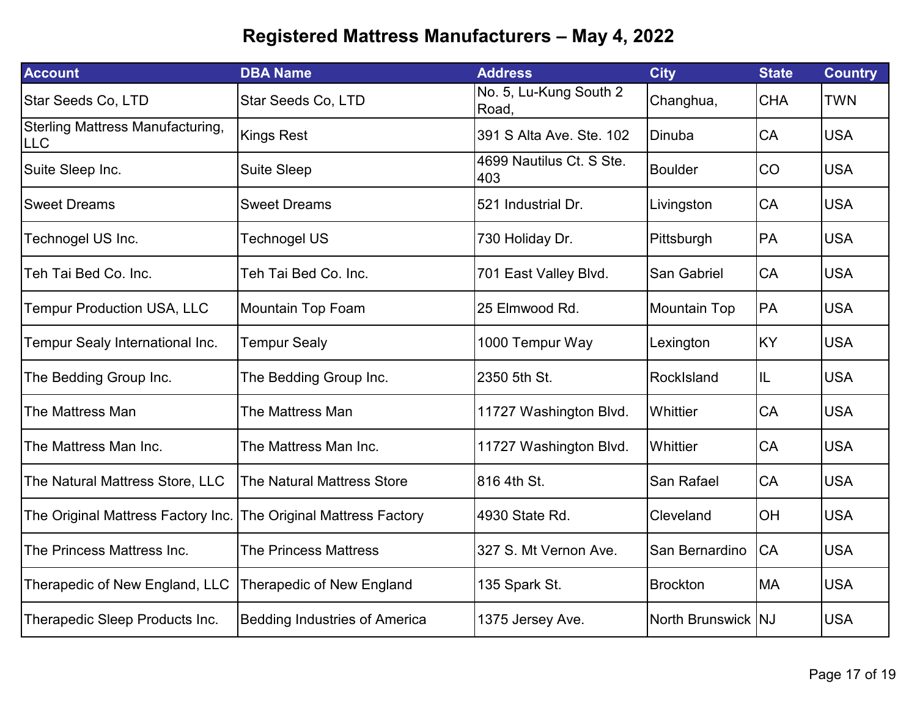# Registered Mattress Manufacturers – May 4, 2022

| Account | DBA Name | Address | City | State | Country |
|---|---|---|---|---|---|
| Star Seeds Co, LTD | Star Seeds Co, LTD | No. 5, Lu-Kung South 2 Road, | Changhua, | CHA | TWN |
| Sterling Mattress Manufacturing, LLC | Kings Rest | 391 S Alta Ave. Ste. 102 | Dinuba | CA | USA |
| Suite Sleep Inc. | Suite Sleep | 4699 Nautilus Ct. S Ste. 403 | Boulder | CO | USA |
| Sweet Dreams | Sweet Dreams | 521 Industrial Dr. | Livingston | CA | USA |
| Technogel US Inc. | Technogel US | 730 Holiday Dr. | Pittsburgh | PA | USA |
| Teh Tai Bed Co. Inc. | Teh Tai Bed Co. Inc. | 701 East Valley Blvd. | San Gabriel | CA | USA |
| Tempur Production USA, LLC | Mountain Top Foam | 25 Elmwood Rd. | Mountain Top | PA | USA |
| Tempur Sealy International Inc. | Tempur Sealy | 1000 Tempur Way | Lexington | KY | USA |
| The Bedding Group Inc. | The Bedding Group Inc. | 2350 5th St. | RockIsland | IL | USA |
| The Mattress Man | The Mattress Man | 11727 Washington Blvd. | Whittier | CA | USA |
| The Mattress Man Inc. | The Mattress Man Inc. | 11727 Washington Blvd. | Whittier | CA | USA |
| The Natural Mattress Store, LLC | The Natural Mattress Store | 816 4th St. | San Rafael | CA | USA |
| The Original Mattress Factory Inc. | The Original Mattress Factory | 4930 State Rd. | Cleveland | OH | USA |
| The Princess Mattress Inc. | The Princess Mattress | 327 S. Mt Vernon Ave. | San Bernardino | CA | USA |
| Therapedic of New England, LLC | Therapedic of New England | 135 Spark St. | Brockton | MA | USA |
| Therapedic Sleep Products Inc. | Bedding Industries of America | 1375 Jersey Ave. | North Brunswick | NJ | USA |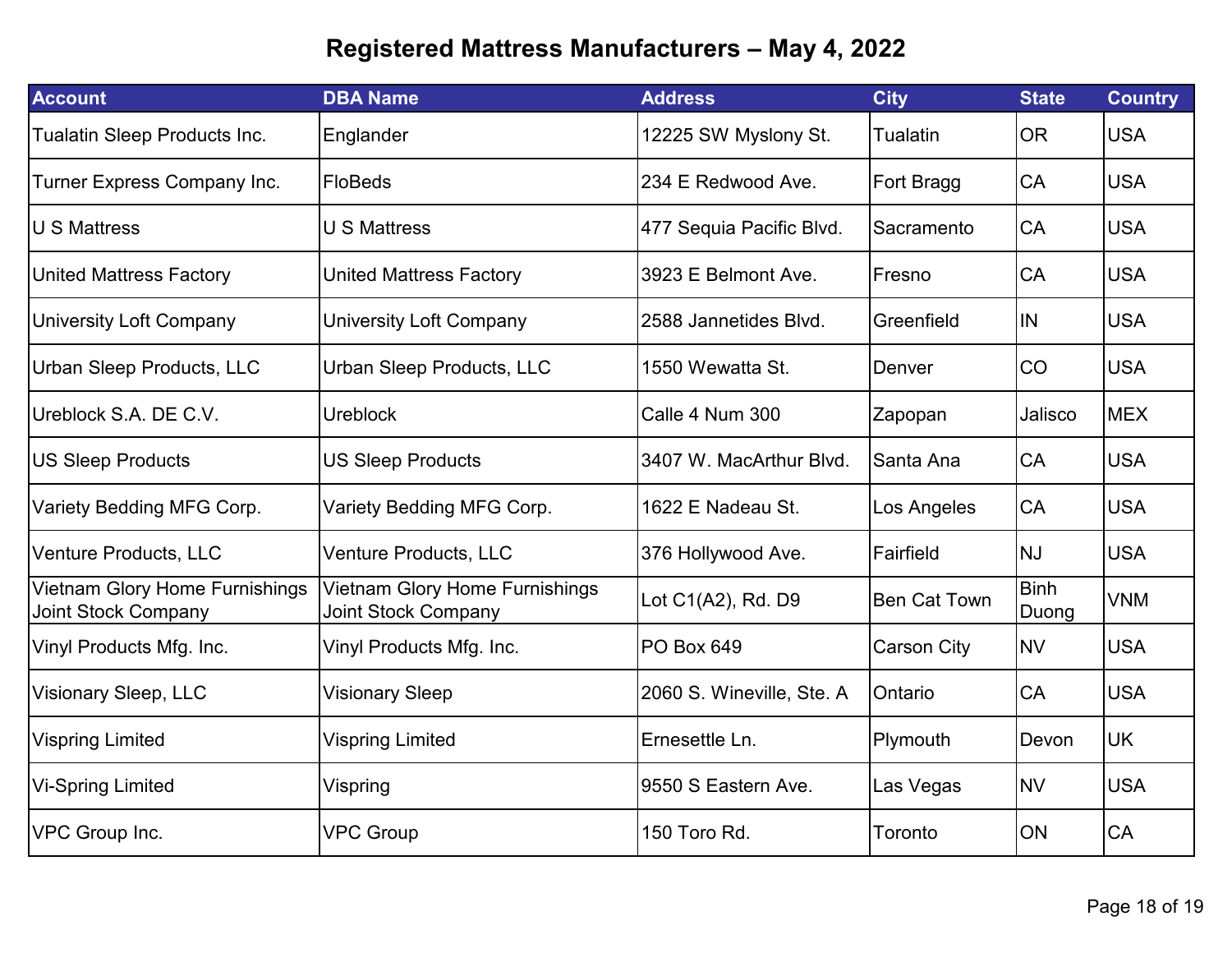# Registered Mattress Manufacturers – May 4, 2022

| Account | DBA Name | Address | City | State | Country |
|---|---|---|---|---|---|
| Tualatin Sleep Products Inc. | Englander | 12225 SW Myslony St. | Tualatin | OR | USA |
| Turner Express Company Inc. | FloBeds | 234 E Redwood Ave. | Fort Bragg | CA | USA |
| U S Mattress | U S Mattress | 477 Sequia Pacific Blvd. | Sacramento | CA | USA |
| United Mattress Factory | United Mattress Factory | 3923 E Belmont Ave. | Fresno | CA | USA |
| University Loft Company | University Loft Company | 2588 Jannetides Blvd. | Greenfield | IN | USA |
| Urban Sleep Products, LLC | Urban Sleep Products, LLC | 1550 Wewatta St. | Denver | CO | USA |
| Ureblock S.A. DE C.V. | Ureblock | Calle 4 Num 300 | Zapopan | Jalisco | MEX |
| US Sleep Products | US Sleep Products | 3407 W. MacArthur Blvd. | Santa Ana | CA | USA |
| Variety Bedding MFG Corp. | Variety Bedding MFG Corp. | 1622 E Nadeau St. | Los Angeles | CA | USA |
| Venture Products, LLC | Venture Products, LLC | 376 Hollywood Ave. | Fairfield | NJ | USA |
| Vietnam Glory Home Furnishings Joint Stock Company | Vietnam Glory Home Furnishings Joint Stock Company | Lot C1(A2), Rd. D9 | Ben Cat Town | Binh Duong | VNM |
| Vinyl Products Mfg. Inc. | Vinyl Products Mfg. Inc. | PO Box 649 | Carson City | NV | USA |
| Visionary Sleep, LLC | Visionary Sleep | 2060 S. Wineville, Ste. A | Ontario | CA | USA |
| Vispring Limited | Vispring Limited | Ernesettle Ln. | Plymouth | Devon | UK |
| Vi-Spring Limited | Vispring | 9550 S Eastern Ave. | Las Vegas | NV | USA |
| VPC Group Inc. | VPC Group | 150 Toro Rd. | Toronto | ON | CA |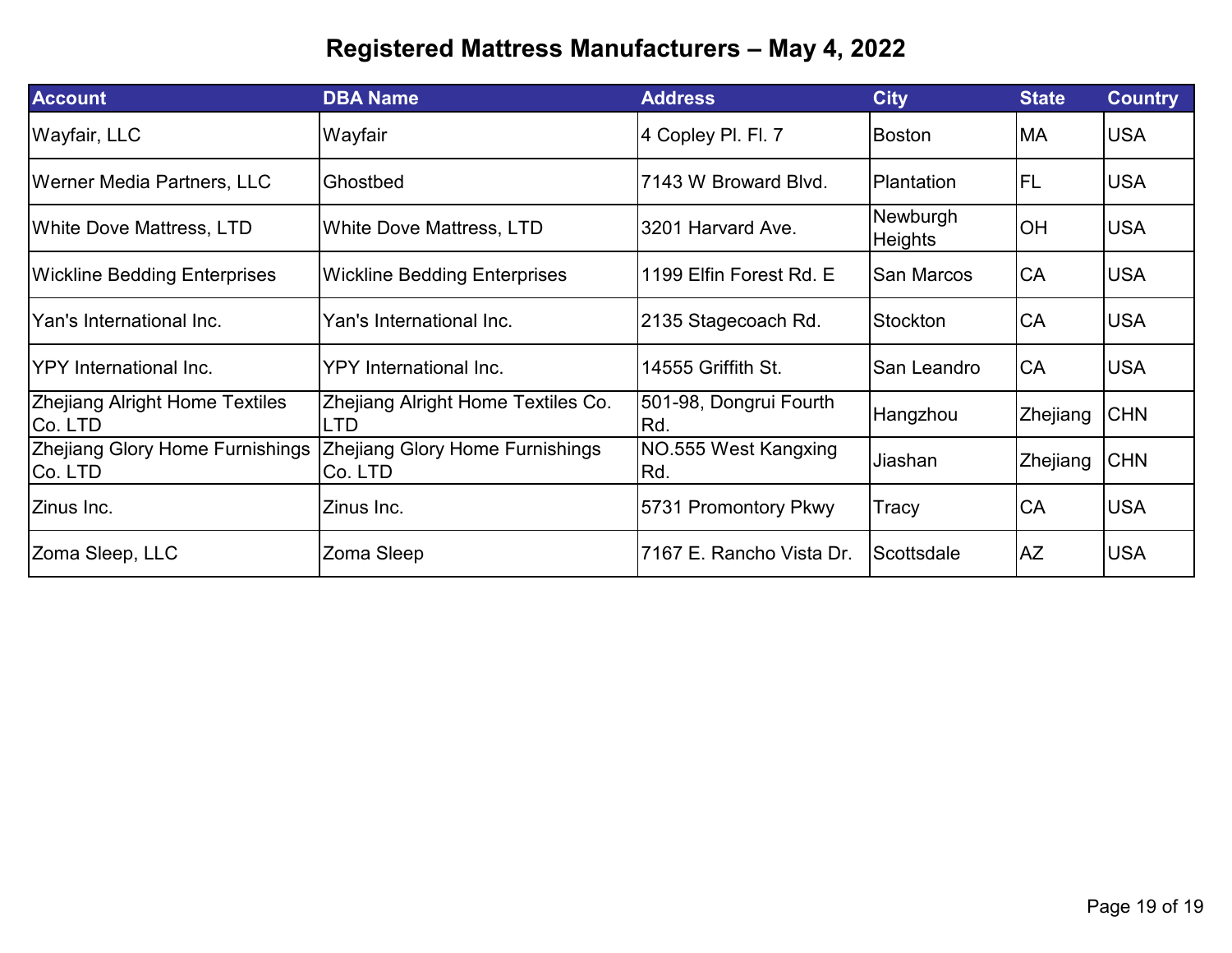# Registered Mattress Manufacturers – May 4, 2022

| Account | DBA Name | Address | City | State | Country |
|---|---|---|---|---|---|
| Wayfair, LLC | Wayfair | 4 Copley Pl. Fl. 7 | Boston | MA | USA |
| Werner Media Partners, LLC | Ghostbed | 7143 W Broward Blvd. | Plantation | FL | USA |
| White Dove Mattress, LTD | White Dove Mattress, LTD | 3201 Harvard Ave. | Newburgh Heights | OH | USA |
| Wickline Bedding Enterprises | Wickline Bedding Enterprises | 1199 Elfin Forest Rd. E | San Marcos | CA | USA |
| Yan's International Inc. | Yan's International Inc. | 2135 Stagecoach Rd. | Stockton | CA | USA |
| YPY International Inc. | YPY International Inc. | 14555 Griffith St. | San Leandro | CA | USA |
| Zhejiang Alright Home Textiles Co. LTD | Zhejiang Alright Home Textiles Co. LTD | 501-98, Dongrui Fourth Rd. | Hangzhou | Zhejiang | CHN |
| Zhejiang Glory Home Furnishings Co. LTD | Zhejiang Glory Home Furnishings Co. LTD | NO.555 West Kangxing Rd. | Jiashan | Zhejiang | CHN |
| Zinus Inc. | Zinus Inc. | 5731 Promontory Pkwy | Tracy | CA | USA |
| Zoma Sleep, LLC | Zoma Sleep | 7167 E. Rancho Vista Dr. | Scottsdale | AZ | USA |